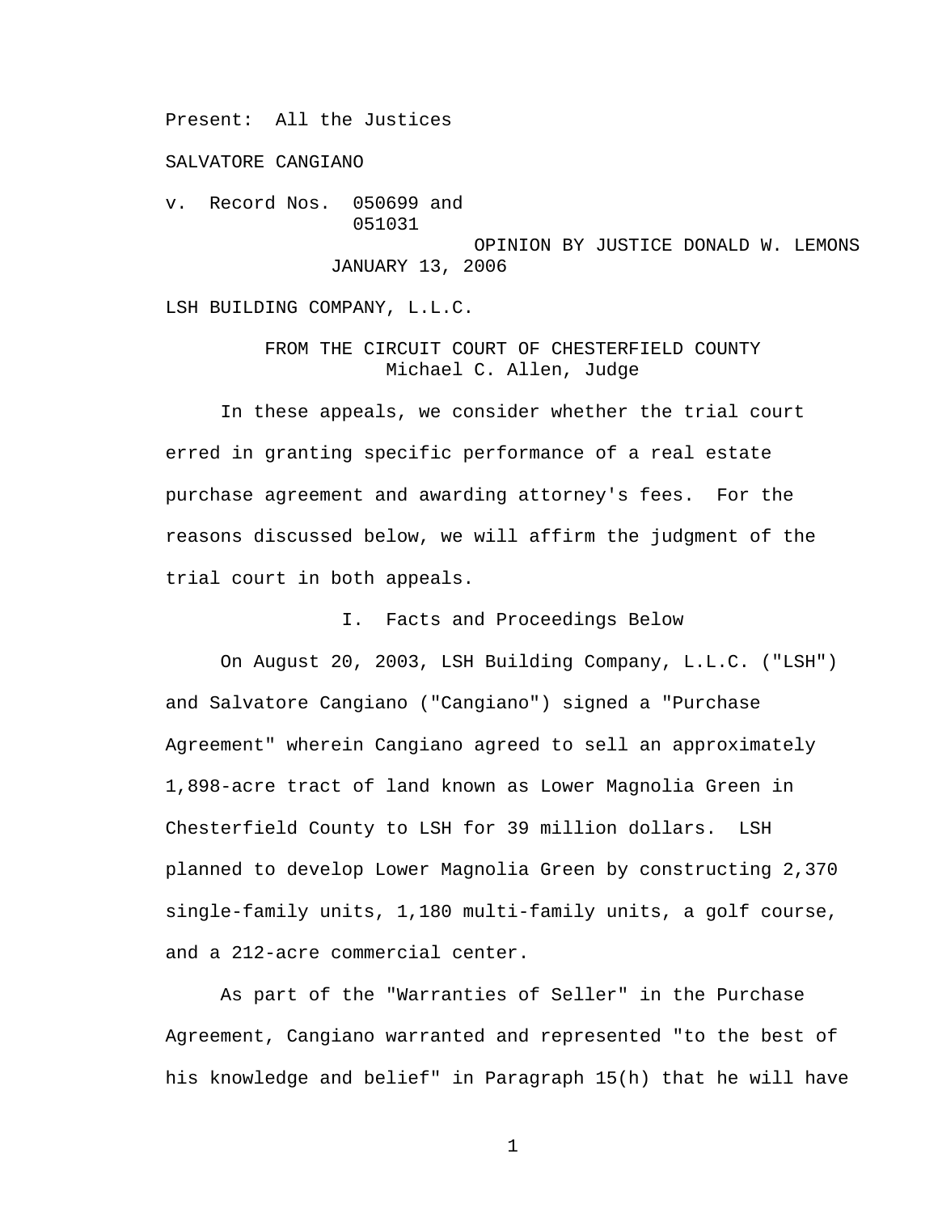Present: All the Justices

SALVATORE CANGIANO

v. Record Nos. 050699 and 051031

OPINION BY JUSTICE DONALD W. LEMONS
JANUARY 13, 2006

LSH BUILDING COMPANY, L.L.C.

FROM THE CIRCUIT COURT OF CHESTERFIELD COUNTY
Michael C. Allen, Judge

In these appeals, we consider whether the trial court erred in granting specific performance of a real estate purchase agreement and awarding attorney's fees. For the reasons discussed below, we will affirm the judgment of the trial court in both appeals.

## I. Facts and Proceedings Below

On August 20, 2003, LSH Building Company, L.L.C. ("LSH") and Salvatore Cangiano ("Cangiano") signed a "Purchase Agreement" wherein Cangiano agreed to sell an approximately 1,898-acre tract of land known as Lower Magnolia Green in Chesterfield County to LSH for 39 million dollars. LSH planned to develop Lower Magnolia Green by constructing 2,370 single-family units, 1,180 multi-family units, a golf course, and a 212-acre commercial center.

As part of the "Warranties of Seller" in the Purchase Agreement, Cangiano warranted and represented "to the best of his knowledge and belief" in Paragraph 15(h) that he will have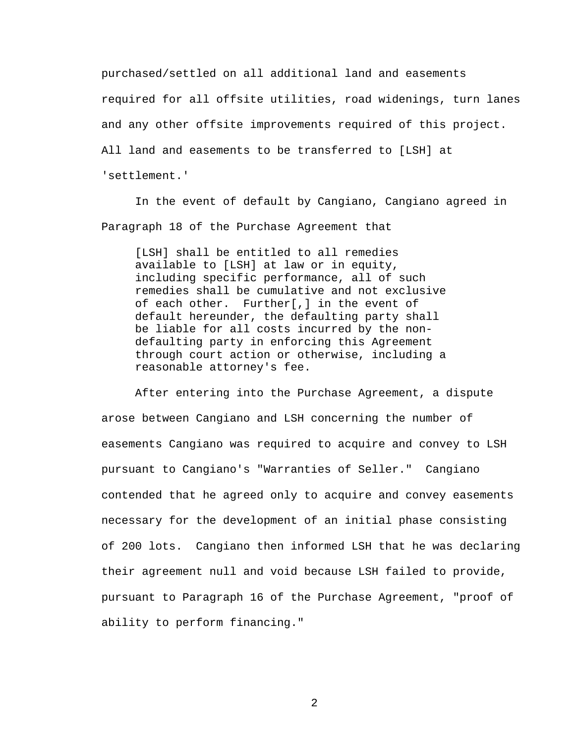purchased/settled on all additional land and easements required for all offsite utilities, road widenings, turn lanes and any other offsite improvements required of this project. All land and easements to be transferred to [LSH] at 'settlement.'

In the event of default by Cangiano, Cangiano agreed in Paragraph 18 of the Purchase Agreement that

> [LSH] shall be entitled to all remedies available to [LSH] at law or in equity, including specific performance, all of such remedies shall be cumulative and not exclusive of each other. Further[,] in the event of default hereunder, the defaulting party shall be liable for all costs incurred by the non-defaulting party in enforcing this Agreement through court action or otherwise, including a reasonable attorney's fee.

After entering into the Purchase Agreement, a dispute arose between Cangiano and LSH concerning the number of easements Cangiano was required to acquire and convey to LSH pursuant to Cangiano's "Warranties of Seller." Cangiano contended that he agreed only to acquire and convey easements necessary for the development of an initial phase consisting of 200 lots. Cangiano then informed LSH that he was declaring their agreement null and void because LSH failed to provide, pursuant to Paragraph 16 of the Purchase Agreement, "proof of ability to perform financing."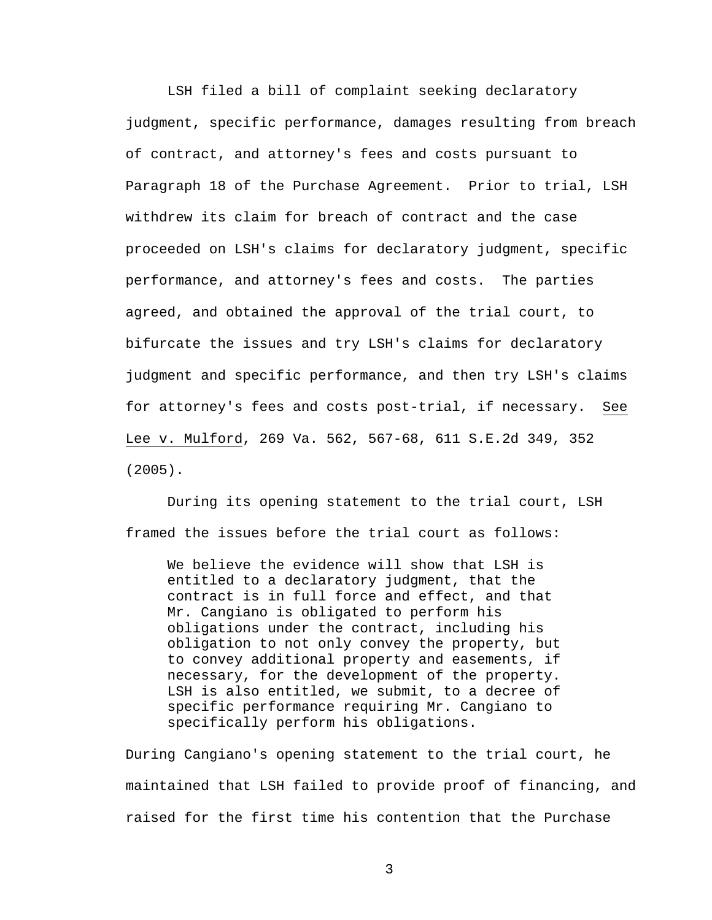LSH filed a bill of complaint seeking declaratory judgment, specific performance, damages resulting from breach of contract, and attorney's fees and costs pursuant to Paragraph 18 of the Purchase Agreement. Prior to trial, LSH withdrew its claim for breach of contract and the case proceeded on LSH's claims for declaratory judgment, specific performance, and attorney's fees and costs. The parties agreed, and obtained the approval of the trial court, to bifurcate the issues and try LSH's claims for declaratory judgment and specific performance, and then try LSH's claims for attorney's fees and costs post-trial, if necessary. See Lee v. Mulford, 269 Va. 562, 567-68, 611 S.E.2d 349, 352 (2005).

During its opening statement to the trial court, LSH framed the issues before the trial court as follows:

> We believe the evidence will show that LSH is entitled to a declaratory judgment, that the contract is in full force and effect, and that Mr. Cangiano is obligated to perform his obligations under the contract, including his obligation to not only convey the property, but to convey additional property and easements, if necessary, for the development of the property. LSH is also entitled, we submit, to a decree of specific performance requiring Mr. Cangiano to specifically perform his obligations.

During Cangiano's opening statement to the trial court, he maintained that LSH failed to provide proof of financing, and raised for the first time his contention that the Purchase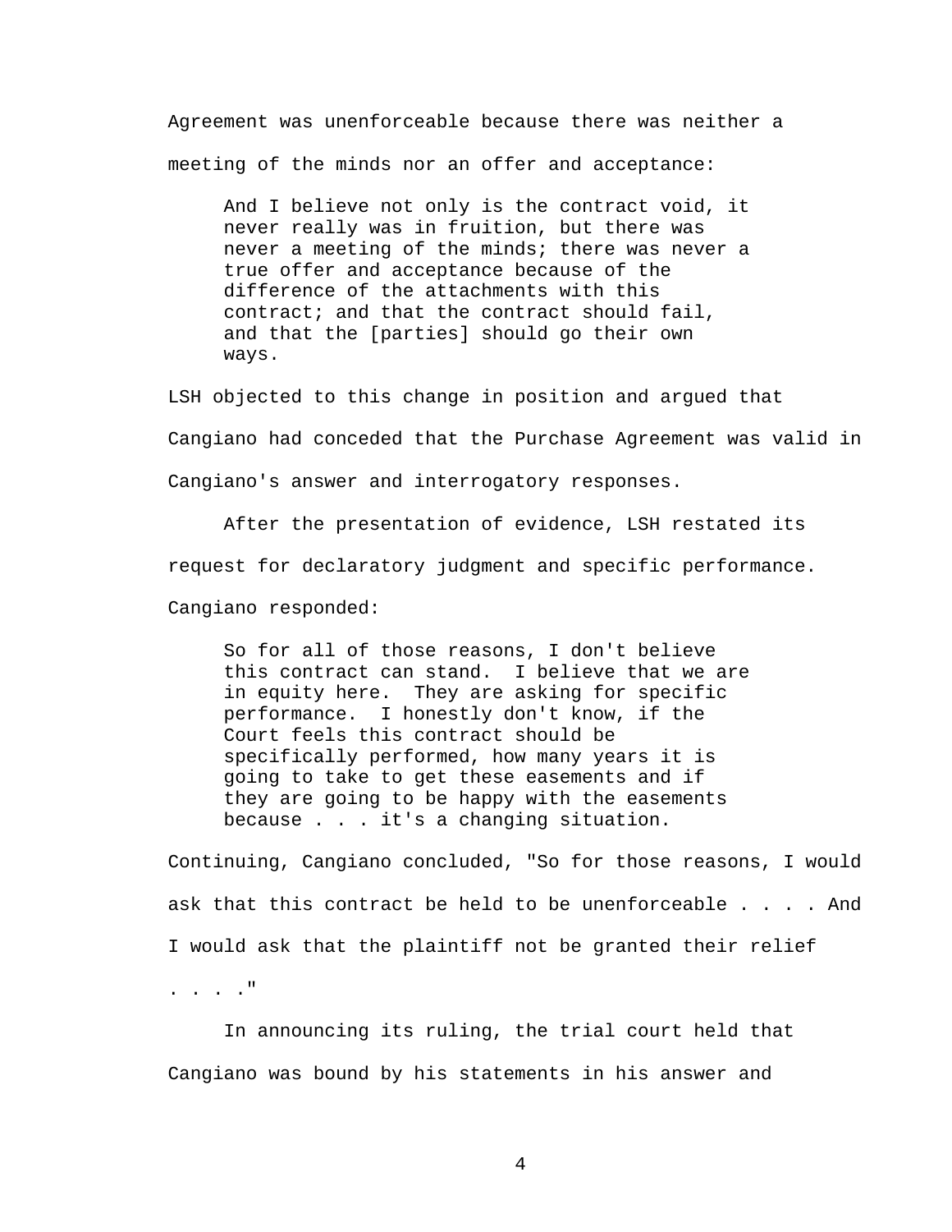Agreement was unenforceable because there was neither a meeting of the minds nor an offer and acceptance:

> And I believe not only is the contract void, it never really was in fruition, but there was never a meeting of the minds; there was never a true offer and acceptance because of the difference of the attachments with this contract; and that the contract should fail, and that the [parties] should go their own ways.

LSH objected to this change in position and argued that Cangiano had conceded that the Purchase Agreement was valid in Cangiano's answer and interrogatory responses.

After the presentation of evidence, LSH restated its request for declaratory judgment and specific performance. Cangiano responded:

> So for all of those reasons, I don't believe this contract can stand. I believe that we are in equity here. They are asking for specific performance. I honestly don't know, if the Court feels this contract should be specifically performed, how many years it is going to take to get these easements and if they are going to be happy with the easements because . . . it's a changing situation.

Continuing, Cangiano concluded, "So for those reasons, I would ask that this contract be held to be unenforceable . . . . And I would ask that the plaintiff not be granted their relief . . . ."

In announcing its ruling, the trial court held that Cangiano was bound by his statements in his answer and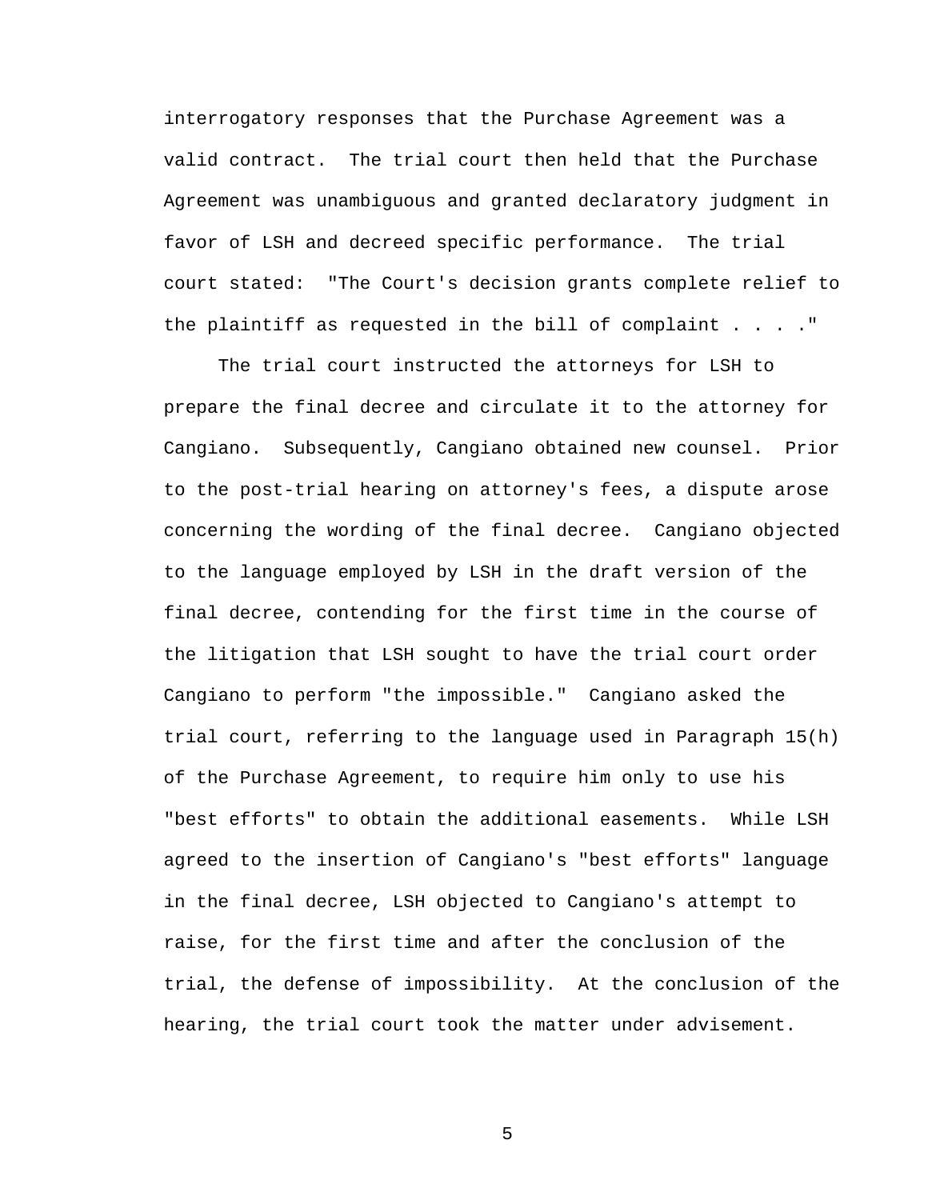interrogatory responses that the Purchase Agreement was a valid contract. The trial court then held that the Purchase Agreement was unambiguous and granted declaratory judgment in favor of LSH and decreed specific performance. The trial court stated: "The Court's decision grants complete relief to the plaintiff as requested in the bill of complaint . . . ."

The trial court instructed the attorneys for LSH to prepare the final decree and circulate it to the attorney for Cangiano. Subsequently, Cangiano obtained new counsel. Prior to the post-trial hearing on attorney's fees, a dispute arose concerning the wording of the final decree. Cangiano objected to the language employed by LSH in the draft version of the final decree, contending for the first time in the course of the litigation that LSH sought to have the trial court order Cangiano to perform "the impossible." Cangiano asked the trial court, referring to the language used in Paragraph 15(h) of the Purchase Agreement, to require him only to use his "best efforts" to obtain the additional easements. While LSH agreed to the insertion of Cangiano's "best efforts" language in the final decree, LSH objected to Cangiano's attempt to raise, for the first time and after the conclusion of the trial, the defense of impossibility. At the conclusion of the hearing, the trial court took the matter under advisement.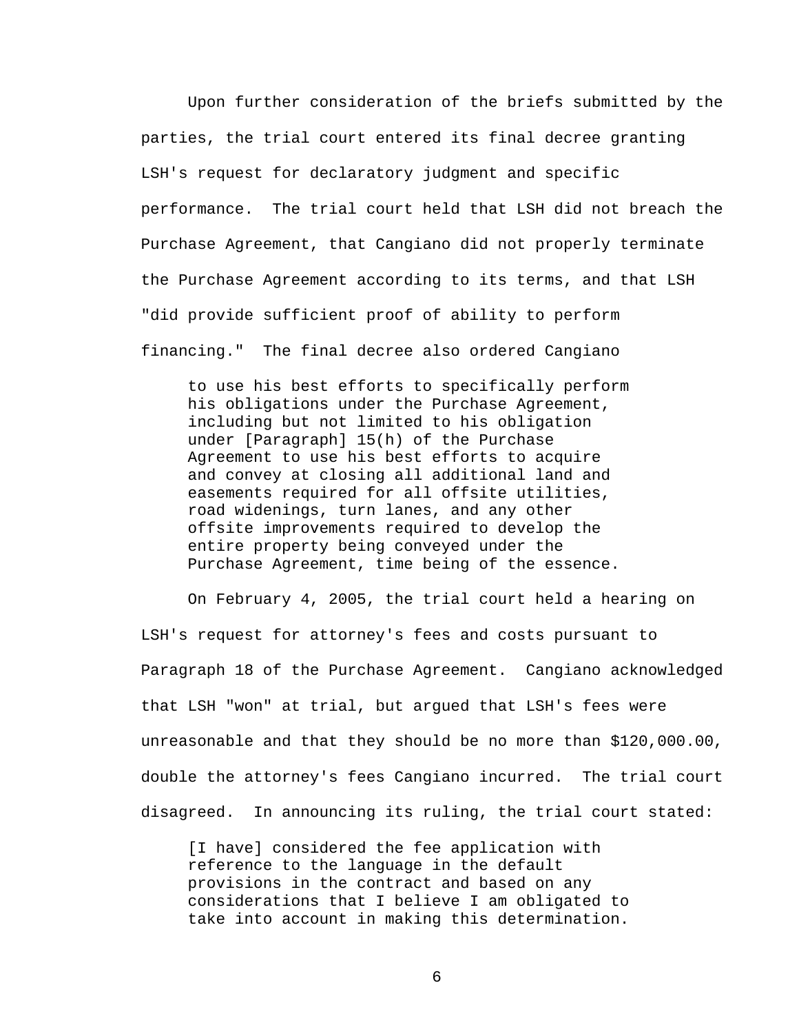Upon further consideration of the briefs submitted by the parties, the trial court entered its final decree granting LSH's request for declaratory judgment and specific performance. The trial court held that LSH did not breach the Purchase Agreement, that Cangiano did not properly terminate the Purchase Agreement according to its terms, and that LSH "did provide sufficient proof of ability to perform financing." The final decree also ordered Cangiano

> to use his best efforts to specifically perform his obligations under the Purchase Agreement, including but not limited to his obligation under [Paragraph] 15(h) of the Purchase Agreement to use his best efforts to acquire and convey at closing all additional land and easements required for all offsite utilities, road widenings, turn lanes, and any other offsite improvements required to develop the entire property being conveyed under the Purchase Agreement, time being of the essence.

On February 4, 2005, the trial court held a hearing on LSH's request for attorney's fees and costs pursuant to Paragraph 18 of the Purchase Agreement. Cangiano acknowledged that LSH "won" at trial, but argued that LSH's fees were unreasonable and that they should be no more than $120,000.00, double the attorney's fees Cangiano incurred. The trial court disagreed. In announcing its ruling, the trial court stated:

> [I have] considered the fee application with reference to the language in the default provisions in the contract and based on any considerations that I believe I am obligated to take into account in making this determination.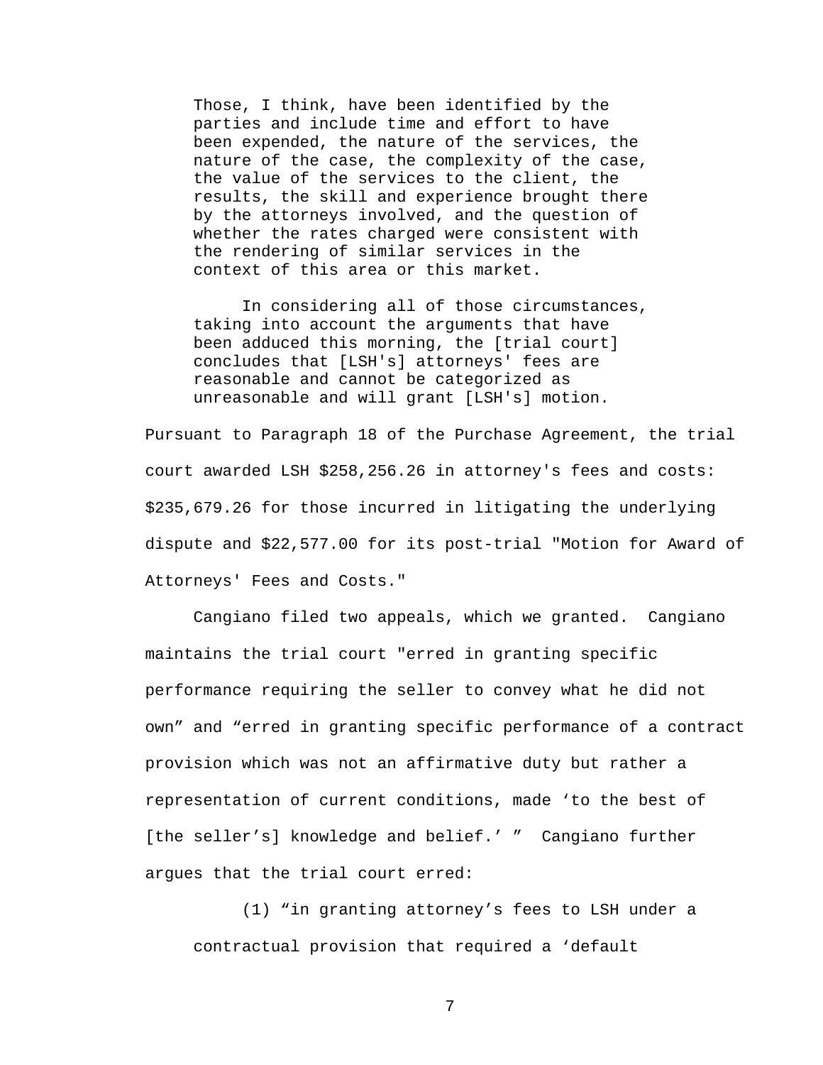> Those, I think, have been identified by the parties and include time and effort to have been expended, the nature of the services, the nature of the case, the complexity of the case, the value of the services to the client, the results, the skill and experience brought there by the attorneys involved, and the question of whether the rates charged were consistent with the rendering of similar services in the context of this area or this market.
>
> In considering all of those circumstances, taking into account the arguments that have been adduced this morning, the [trial court] concludes that [LSH's] attorneys' fees are reasonable and cannot be categorized as unreasonable and will grant [LSH's] motion.

Pursuant to Paragraph 18 of the Purchase Agreement, the trial court awarded LSH $258,256.26 in attorney's fees and costs: $235,679.26 for those incurred in litigating the underlying dispute and $22,577.00 for its post-trial "Motion for Award of Attorneys' Fees and Costs."

Cangiano filed two appeals, which we granted. Cangiano maintains the trial court "erred in granting specific performance requiring the seller to convey what he did not own" and "erred in granting specific performance of a contract provision which was not an affirmative duty but rather a representation of current conditions, made 'to the best of [the seller's] knowledge and belief.' " Cangiano further argues that the trial court erred:

> (1) "in granting attorney's fees to LSH under a contractual provision that required a 'default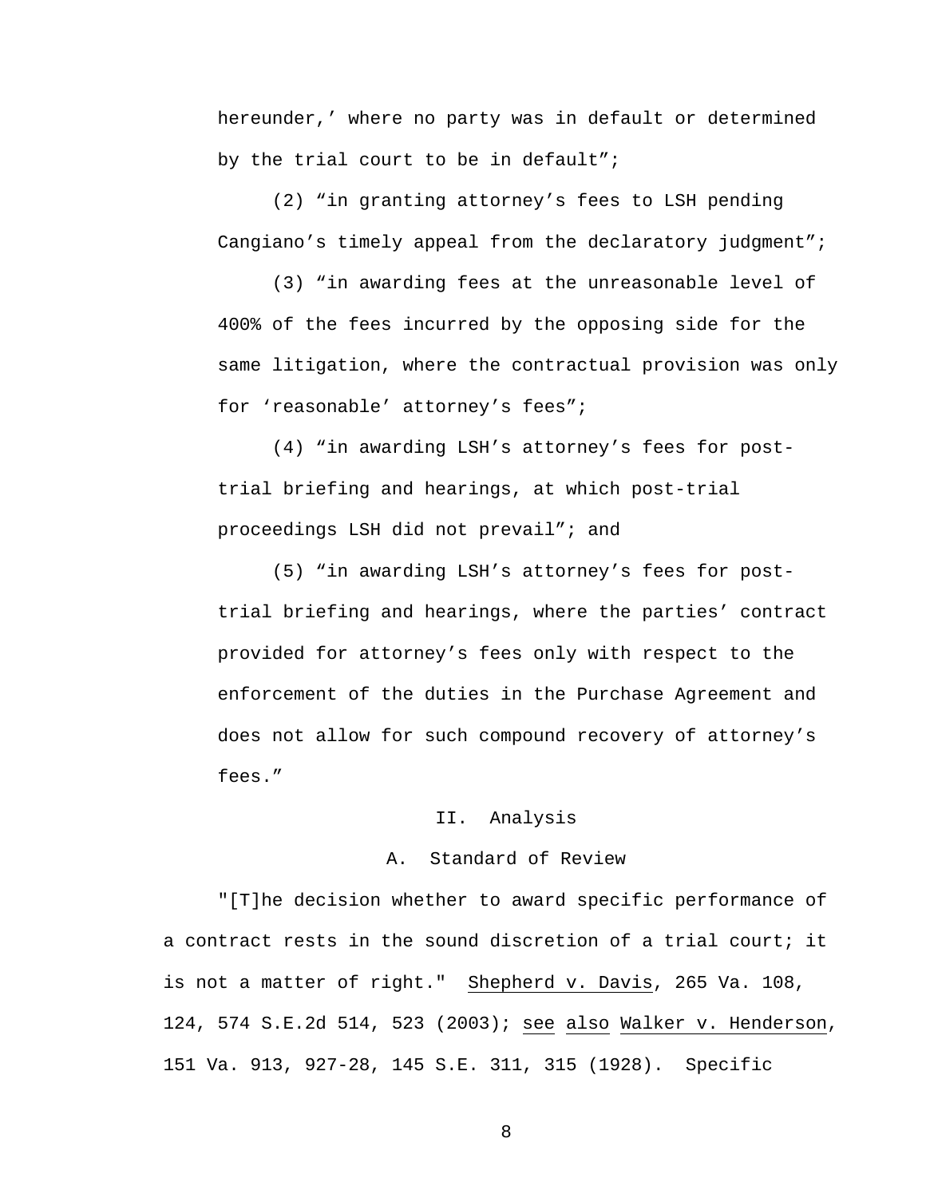hereunder,' where no party was in default or determined by the trial court to be in default";

(2) "in granting attorney's fees to LSH pending Cangiano's timely appeal from the declaratory judgment";

(3) "in awarding fees at the unreasonable level of 400% of the fees incurred by the opposing side for the same litigation, where the contractual provision was only for 'reasonable' attorney's fees";

(4) "in awarding LSH's attorney's fees for post-trial briefing and hearings, at which post-trial proceedings LSH did not prevail"; and

(5) "in awarding LSH's attorney's fees for post-trial briefing and hearings, where the parties' contract provided for attorney's fees only with respect to the enforcement of the duties in the Purchase Agreement and does not allow for such compound recovery of attorney's fees."

## II. Analysis

### A. Standard of Review

"[T]he decision whether to award specific performance of a contract rests in the sound discretion of a trial court; it is not a matter of right." Shepherd v. Davis, 265 Va. 108, 124, 574 S.E.2d 514, 523 (2003); see also Walker v. Henderson, 151 Va. 913, 927-28, 145 S.E. 311, 315 (1928). Specific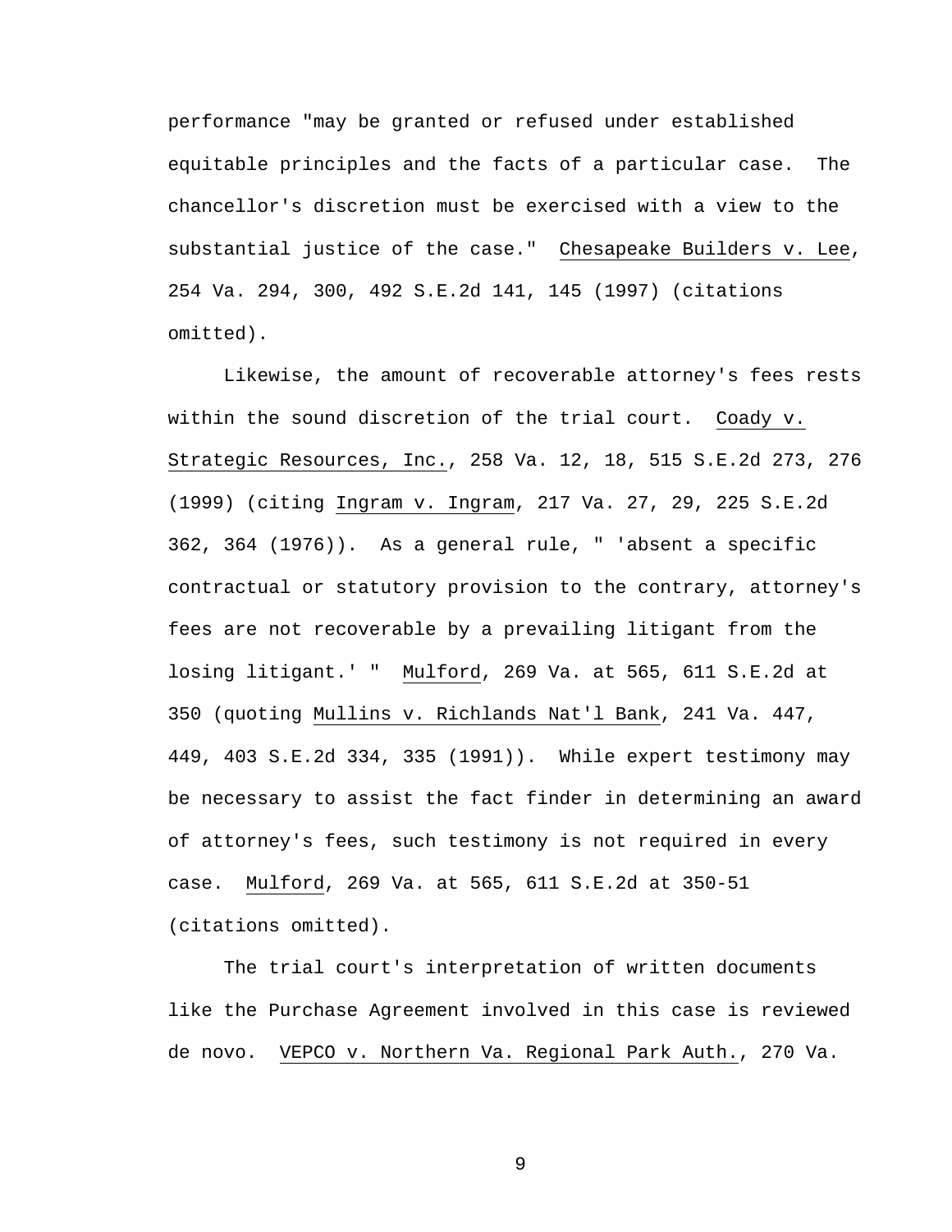performance "may be granted or refused under established equitable principles and the facts of a particular case. The chancellor's discretion must be exercised with a view to the substantial justice of the case." Chesapeake Builders v. Lee, 254 Va. 294, 300, 492 S.E.2d 141, 145 (1997) (citations omitted).

Likewise, the amount of recoverable attorney's fees rests within the sound discretion of the trial court. Coady v. Strategic Resources, Inc., 258 Va. 12, 18, 515 S.E.2d 273, 276 (1999) (citing Ingram v. Ingram, 217 Va. 27, 29, 225 S.E.2d 362, 364 (1976)). As a general rule, " 'absent a specific contractual or statutory provision to the contrary, attorney's fees are not recoverable by a prevailing litigant from the losing litigant.' " Mulford, 269 Va. at 565, 611 S.E.2d at 350 (quoting Mullins v. Richlands Nat'l Bank, 241 Va. 447, 449, 403 S.E.2d 334, 335 (1991)). While expert testimony may be necessary to assist the fact finder in determining an award of attorney's fees, such testimony is not required in every case. Mulford, 269 Va. at 565, 611 S.E.2d at 350-51 (citations omitted).

The trial court's interpretation of written documents like the Purchase Agreement involved in this case is reviewed de novo. VEPCO v. Northern Va. Regional Park Auth., 270 Va.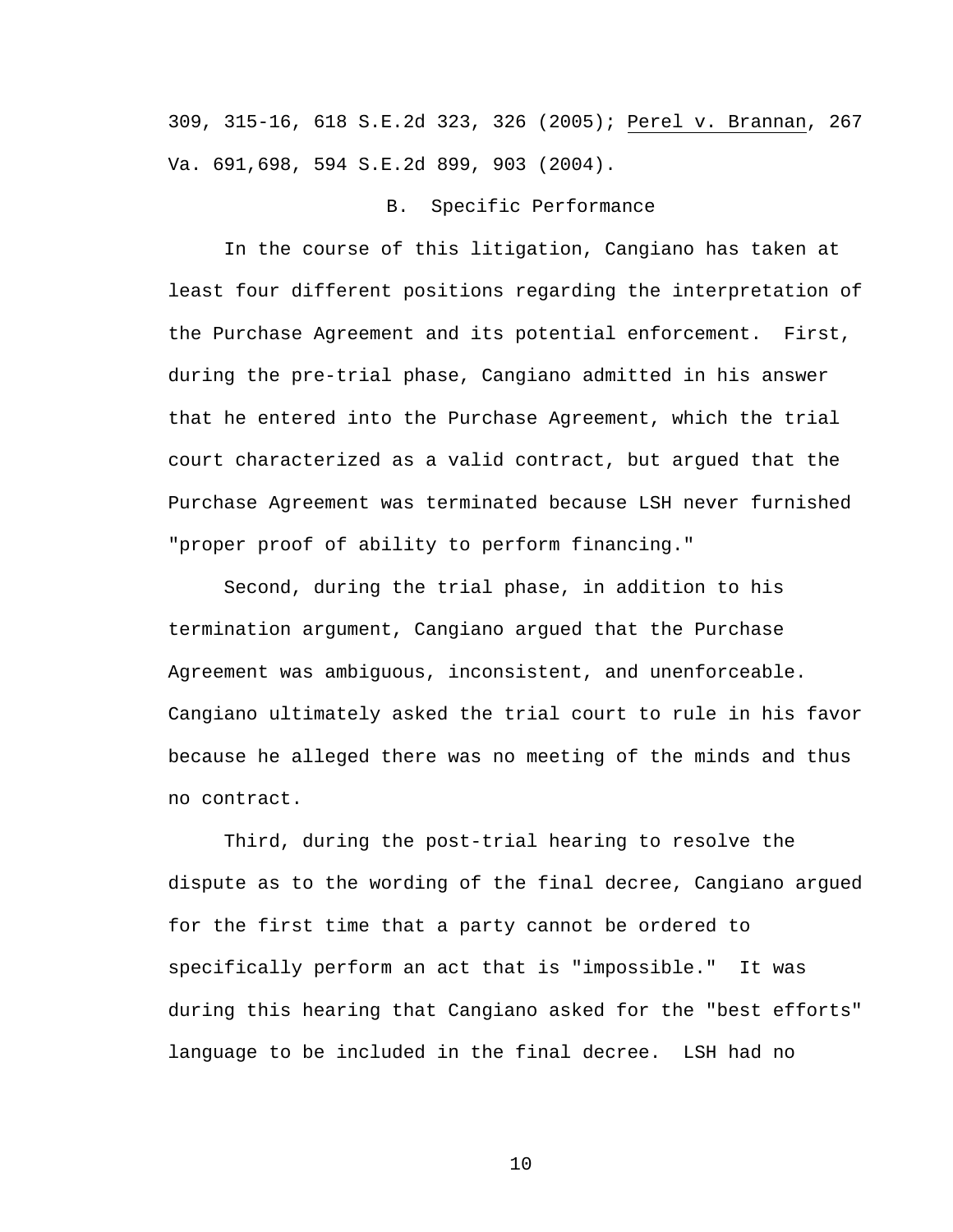309, 315-16, 618 S.E.2d 323, 326 (2005); Perel v. Brannan, 267 Va. 691,698, 594 S.E.2d 899, 903 (2004).

## B. Specific Performance

In the course of this litigation, Cangiano has taken at least four different positions regarding the interpretation of the Purchase Agreement and its potential enforcement. First, during the pre-trial phase, Cangiano admitted in his answer that he entered into the Purchase Agreement, which the trial court characterized as a valid contract, but argued that the Purchase Agreement was terminated because LSH never furnished "proper proof of ability to perform financing."

Second, during the trial phase, in addition to his termination argument, Cangiano argued that the Purchase Agreement was ambiguous, inconsistent, and unenforceable. Cangiano ultimately asked the trial court to rule in his favor because he alleged there was no meeting of the minds and thus no contract.

Third, during the post-trial hearing to resolve the dispute as to the wording of the final decree, Cangiano argued for the first time that a party cannot be ordered to specifically perform an act that is "impossible." It was during this hearing that Cangiano asked for the "best efforts" language to be included in the final decree. LSH had no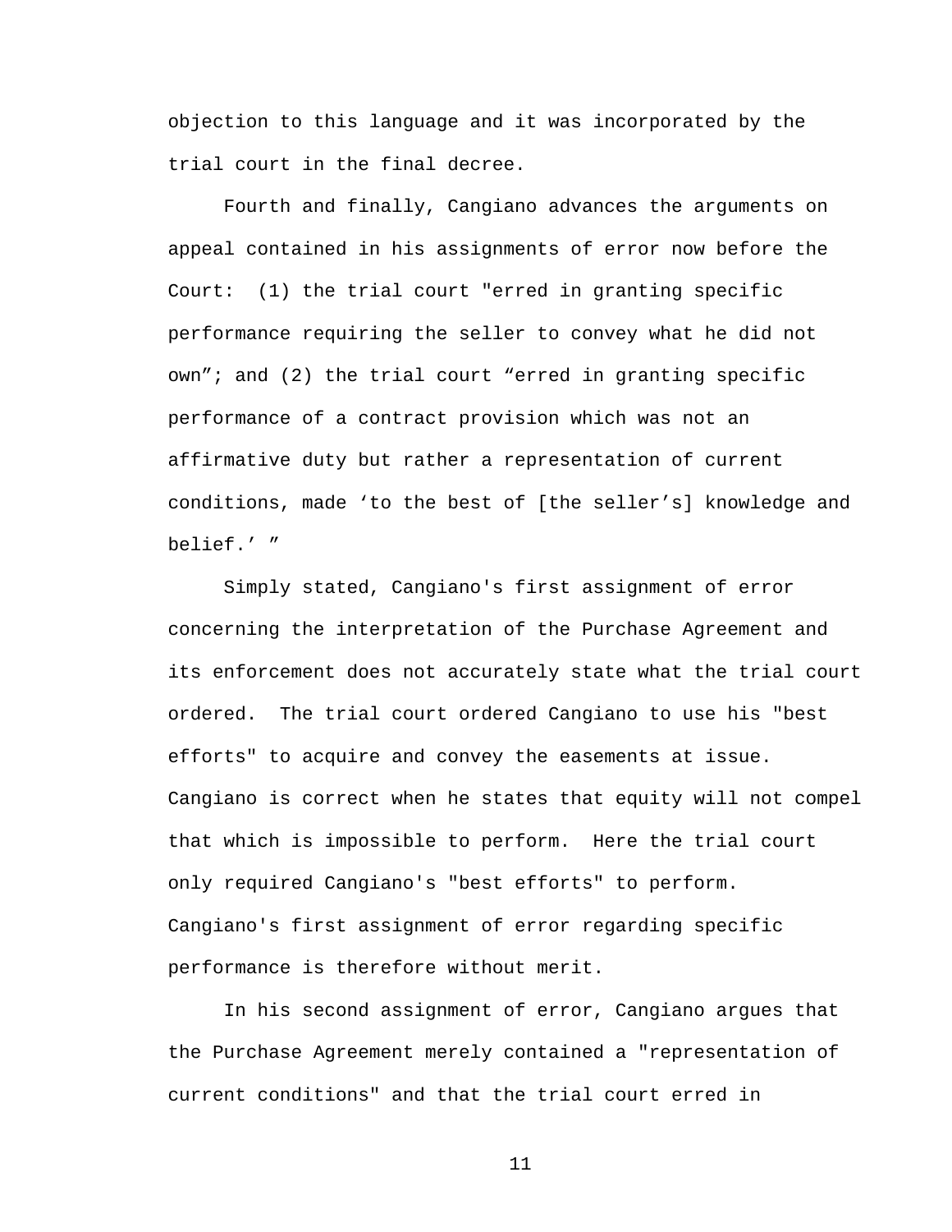objection to this language and it was incorporated by the trial court in the final decree.

Fourth and finally, Cangiano advances the arguments on appeal contained in his assignments of error now before the Court: (1) the trial court "erred in granting specific performance requiring the seller to convey what he did not own"; and (2) the trial court "erred in granting specific performance of a contract provision which was not an affirmative duty but rather a representation of current conditions, made 'to the best of [the seller's] knowledge and belief.' "

Simply stated, Cangiano's first assignment of error concerning the interpretation of the Purchase Agreement and its enforcement does not accurately state what the trial court ordered. The trial court ordered Cangiano to use his "best efforts" to acquire and convey the easements at issue. Cangiano is correct when he states that equity will not compel that which is impossible to perform. Here the trial court only required Cangiano's "best efforts" to perform. Cangiano's first assignment of error regarding specific performance is therefore without merit.

In his second assignment of error, Cangiano argues that the Purchase Agreement merely contained a "representation of current conditions" and that the trial court erred in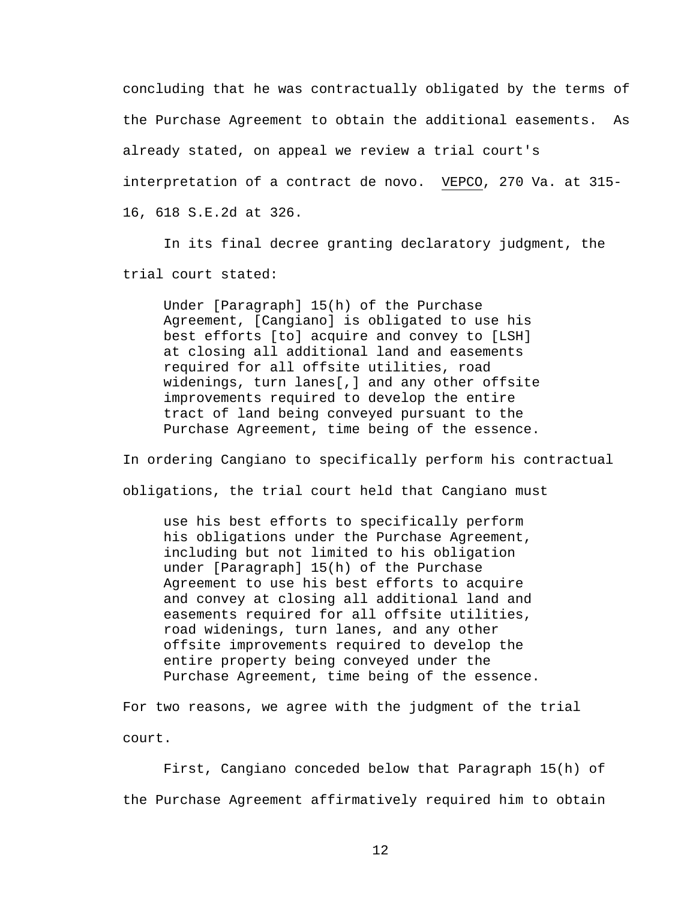concluding that he was contractually obligated by the terms of the Purchase Agreement to obtain the additional easements. As already stated, on appeal we review a trial court's interpretation of a contract de novo. VEPCO, 270 Va. at 315-16, 618 S.E.2d at 326.

In its final decree granting declaratory judgment, the trial court stated:

> Under [Paragraph] 15(h) of the Purchase Agreement, [Cangiano] is obligated to use his best efforts [to] acquire and convey to [LSH] at closing all additional land and easements required for all offsite utilities, road widenings, turn lanes[,] and any other offsite improvements required to develop the entire tract of land being conveyed pursuant to the Purchase Agreement, time being of the essence.

In ordering Cangiano to specifically perform his contractual obligations, the trial court held that Cangiano must

> use his best efforts to specifically perform his obligations under the Purchase Agreement, including but not limited to his obligation under [Paragraph] 15(h) of the Purchase Agreement to use his best efforts to acquire and convey at closing all additional land and easements required for all offsite utilities, road widenings, turn lanes, and any other offsite improvements required to develop the entire property being conveyed under the Purchase Agreement, time being of the essence.

For two reasons, we agree with the judgment of the trial court.

First, Cangiano conceded below that Paragraph 15(h) of the Purchase Agreement affirmatively required him to obtain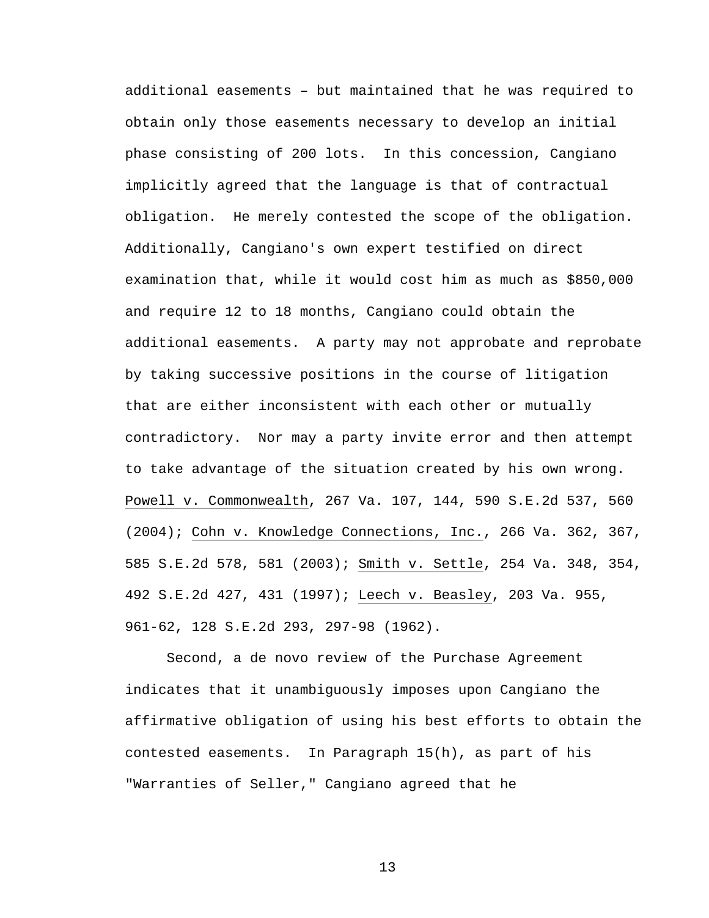additional easements – but maintained that he was required to obtain only those easements necessary to develop an initial phase consisting of 200 lots. In this concession, Cangiano implicitly agreed that the language is that of contractual obligation. He merely contested the scope of the obligation. Additionally, Cangiano's own expert testified on direct examination that, while it would cost him as much as $850,000 and require 12 to 18 months, Cangiano could obtain the additional easements. A party may not approbate and reprobate by taking successive positions in the course of litigation that are either inconsistent with each other or mutually contradictory. Nor may a party invite error and then attempt to take advantage of the situation created by his own wrong. Powell v. Commonwealth, 267 Va. 107, 144, 590 S.E.2d 537, 560 (2004); Cohn v. Knowledge Connections, Inc., 266 Va. 362, 367, 585 S.E.2d 578, 581 (2003); Smith v. Settle, 254 Va. 348, 354, 492 S.E.2d 427, 431 (1997); Leech v. Beasley, 203 Va. 955, 961-62, 128 S.E.2d 293, 297-98 (1962).

Second, a de novo review of the Purchase Agreement indicates that it unambiguously imposes upon Cangiano the affirmative obligation of using his best efforts to obtain the contested easements. In Paragraph 15(h), as part of his "Warranties of Seller," Cangiano agreed that he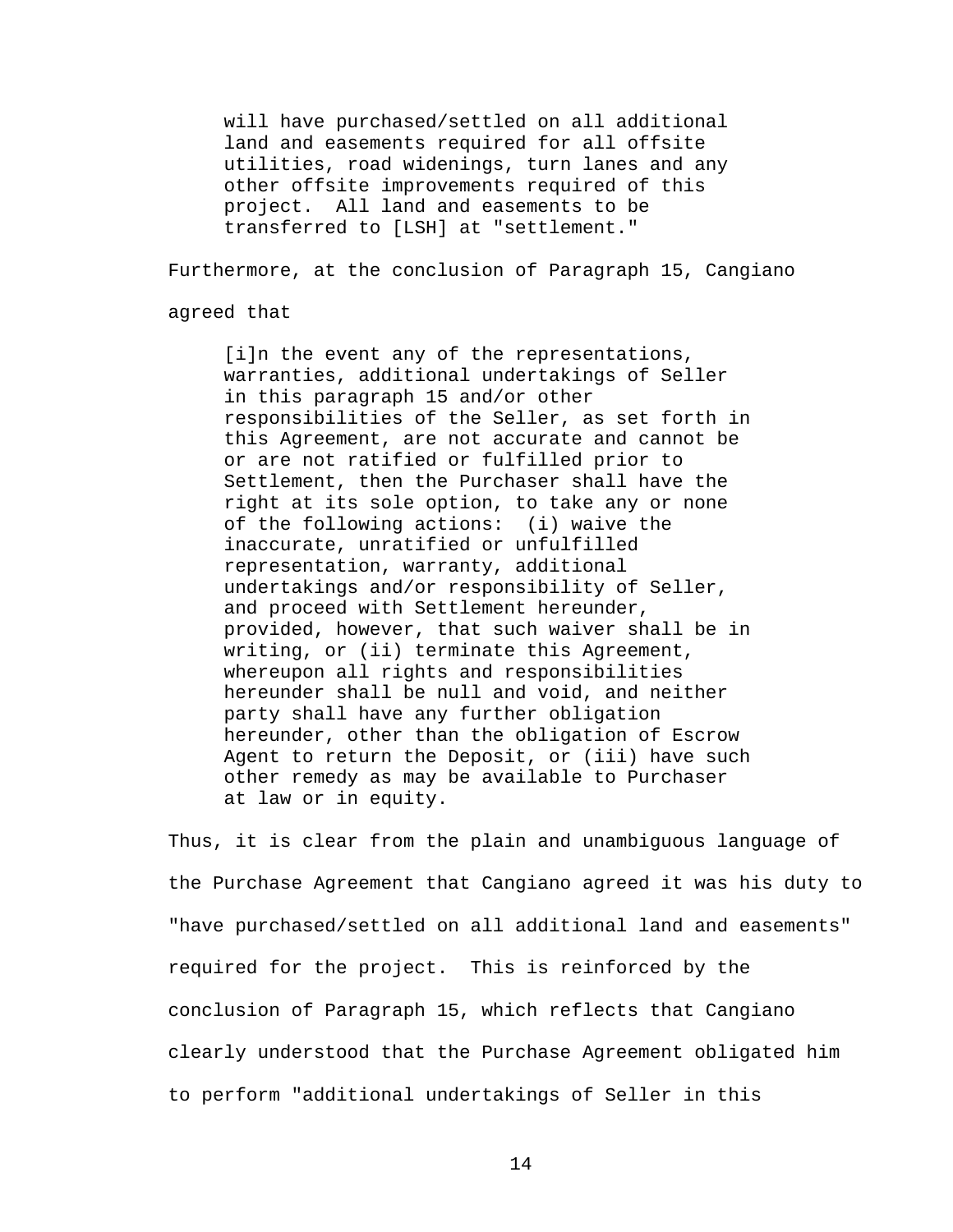> will have purchased/settled on all additional land and easements required for all offsite utilities, road widenings, turn lanes and any other offsite improvements required of this project. All land and easements to be transferred to [LSH] at "settlement."

Furthermore, at the conclusion of Paragraph 15, Cangiano agreed that

> [i]n the event any of the representations, warranties, additional undertakings of Seller in this paragraph 15 and/or other responsibilities of the Seller, as set forth in this Agreement, are not accurate and cannot be or are not ratified or fulfilled prior to Settlement, then the Purchaser shall have the right at its sole option, to take any or none of the following actions: (i) waive the inaccurate, unratified or unfulfilled representation, warranty, additional undertakings and/or responsibility of Seller, and proceed with Settlement hereunder, provided, however, that such waiver shall be in writing, or (ii) terminate this Agreement, whereupon all rights and responsibilities hereunder shall be null and void, and neither party shall have any further obligation hereunder, other than the obligation of Escrow Agent to return the Deposit, or (iii) have such other remedy as may be available to Purchaser at law or in equity.

Thus, it is clear from the plain and unambiguous language of the Purchase Agreement that Cangiano agreed it was his duty to "have purchased/settled on all additional land and easements" required for the project. This is reinforced by the conclusion of Paragraph 15, which reflects that Cangiano clearly understood that the Purchase Agreement obligated him to perform "additional undertakings of Seller in this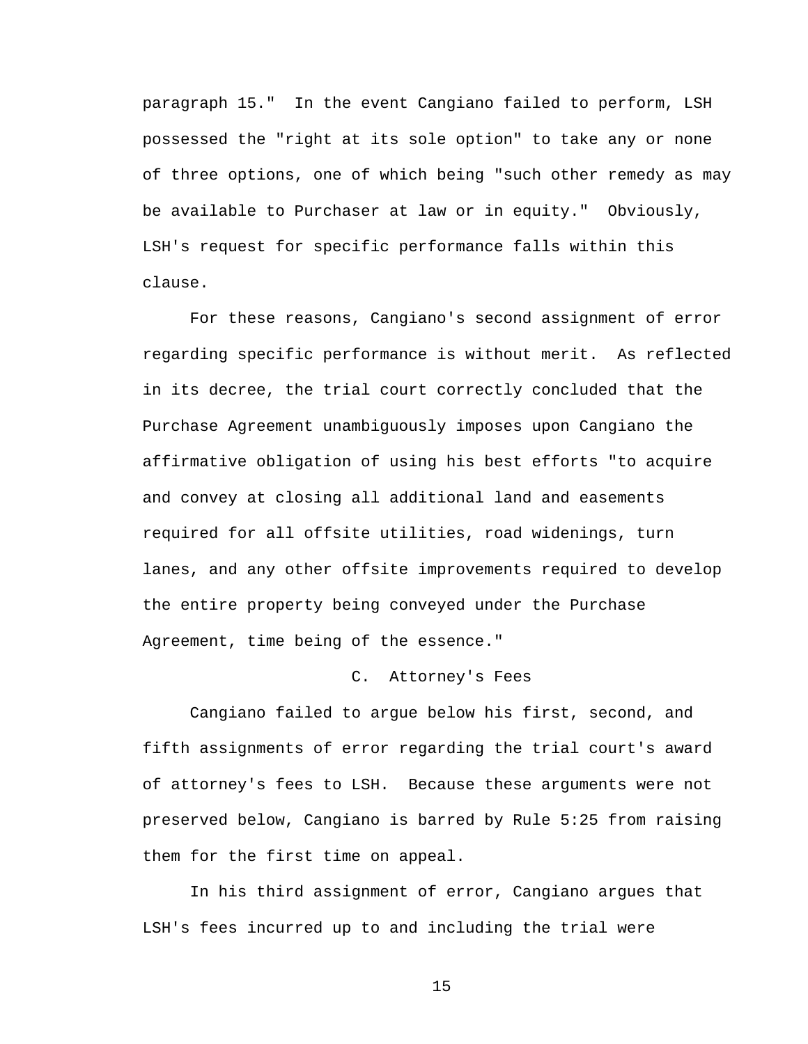paragraph 15." In the event Cangiano failed to perform, LSH possessed the "right at its sole option" to take any or none of three options, one of which being "such other remedy as may be available to Purchaser at law or in equity." Obviously, LSH's request for specific performance falls within this clause.

For these reasons, Cangiano's second assignment of error regarding specific performance is without merit. As reflected in its decree, the trial court correctly concluded that the Purchase Agreement unambiguously imposes upon Cangiano the affirmative obligation of using his best efforts "to acquire and convey at closing all additional land and easements required for all offsite utilities, road widenings, turn lanes, and any other offsite improvements required to develop the entire property being conveyed under the Purchase Agreement, time being of the essence."

### C. Attorney's Fees

Cangiano failed to argue below his first, second, and fifth assignments of error regarding the trial court's award of attorney's fees to LSH. Because these arguments were not preserved below, Cangiano is barred by Rule 5:25 from raising them for the first time on appeal.

In his third assignment of error, Cangiano argues that LSH's fees incurred up to and including the trial were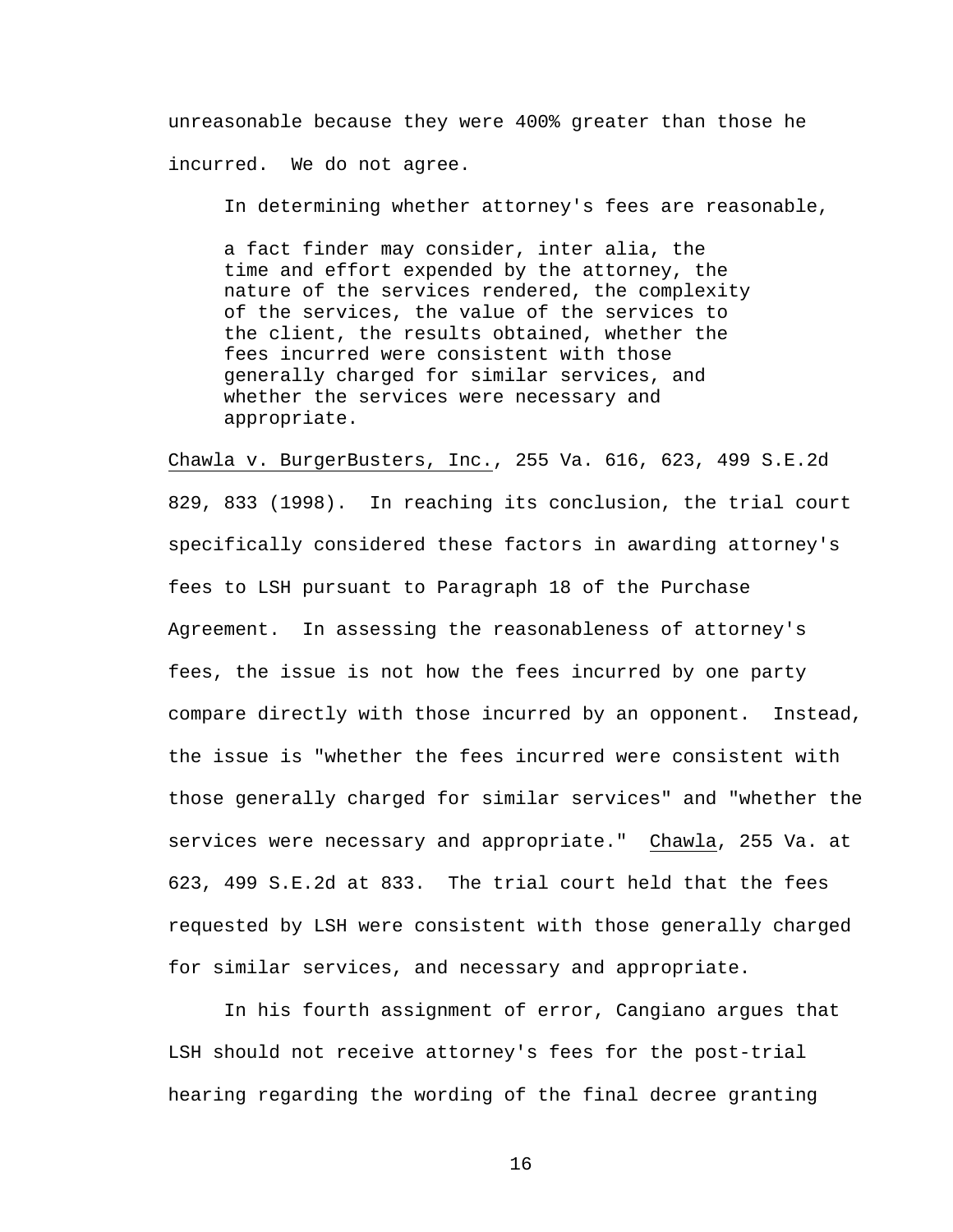unreasonable because they were 400% greater than those he incurred. We do not agree.

In determining whether attorney's fees are reasonable,

> a fact finder may consider, inter alia, the time and effort expended by the attorney, the nature of the services rendered, the complexity of the services, the value of the services to the client, the results obtained, whether the fees incurred were consistent with those generally charged for similar services, and whether the services were necessary and appropriate.

Chawla v. BurgerBusters, Inc., 255 Va. 616, 623, 499 S.E.2d 829, 833 (1998). In reaching its conclusion, the trial court specifically considered these factors in awarding attorney's fees to LSH pursuant to Paragraph 18 of the Purchase Agreement. In assessing the reasonableness of attorney's fees, the issue is not how the fees incurred by one party compare directly with those incurred by an opponent. Instead, the issue is "whether the fees incurred were consistent with those generally charged for similar services" and "whether the services were necessary and appropriate." Chawla, 255 Va. at 623, 499 S.E.2d at 833. The trial court held that the fees requested by LSH were consistent with those generally charged for similar services, and necessary and appropriate.

In his fourth assignment of error, Cangiano argues that LSH should not receive attorney's fees for the post-trial hearing regarding the wording of the final decree granting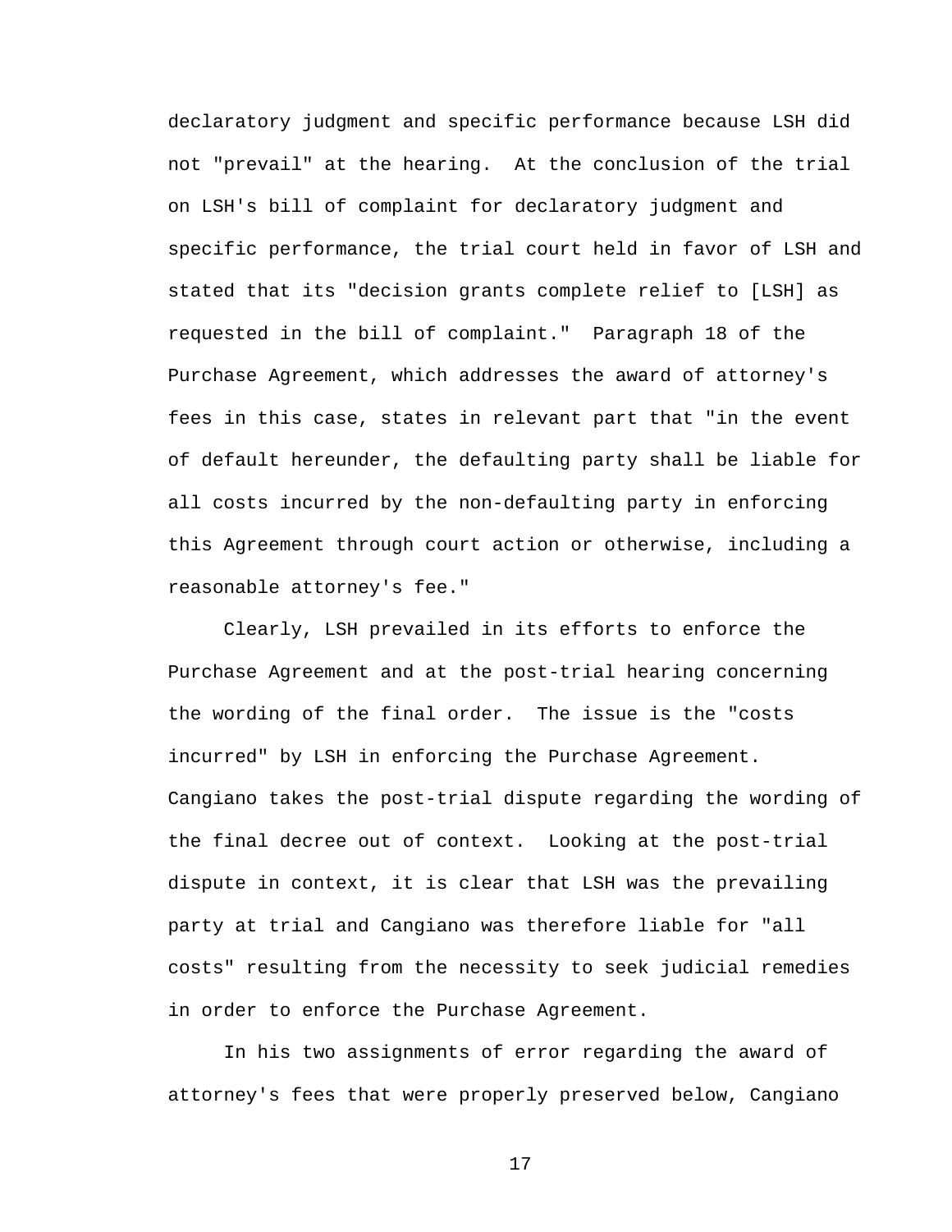declaratory judgment and specific performance because LSH did not "prevail" at the hearing. At the conclusion of the trial on LSH's bill of complaint for declaratory judgment and specific performance, the trial court held in favor of LSH and stated that its "decision grants complete relief to [LSH] as requested in the bill of complaint." Paragraph 18 of the Purchase Agreement, which addresses the award of attorney's fees in this case, states in relevant part that "in the event of default hereunder, the defaulting party shall be liable for all costs incurred by the non-defaulting party in enforcing this Agreement through court action or otherwise, including a reasonable attorney's fee."

Clearly, LSH prevailed in its efforts to enforce the Purchase Agreement and at the post-trial hearing concerning the wording of the final order. The issue is the "costs incurred" by LSH in enforcing the Purchase Agreement. Cangiano takes the post-trial dispute regarding the wording of the final decree out of context. Looking at the post-trial dispute in context, it is clear that LSH was the prevailing party at trial and Cangiano was therefore liable for "all costs" resulting from the necessity to seek judicial remedies in order to enforce the Purchase Agreement.

In his two assignments of error regarding the award of attorney's fees that were properly preserved below, Cangiano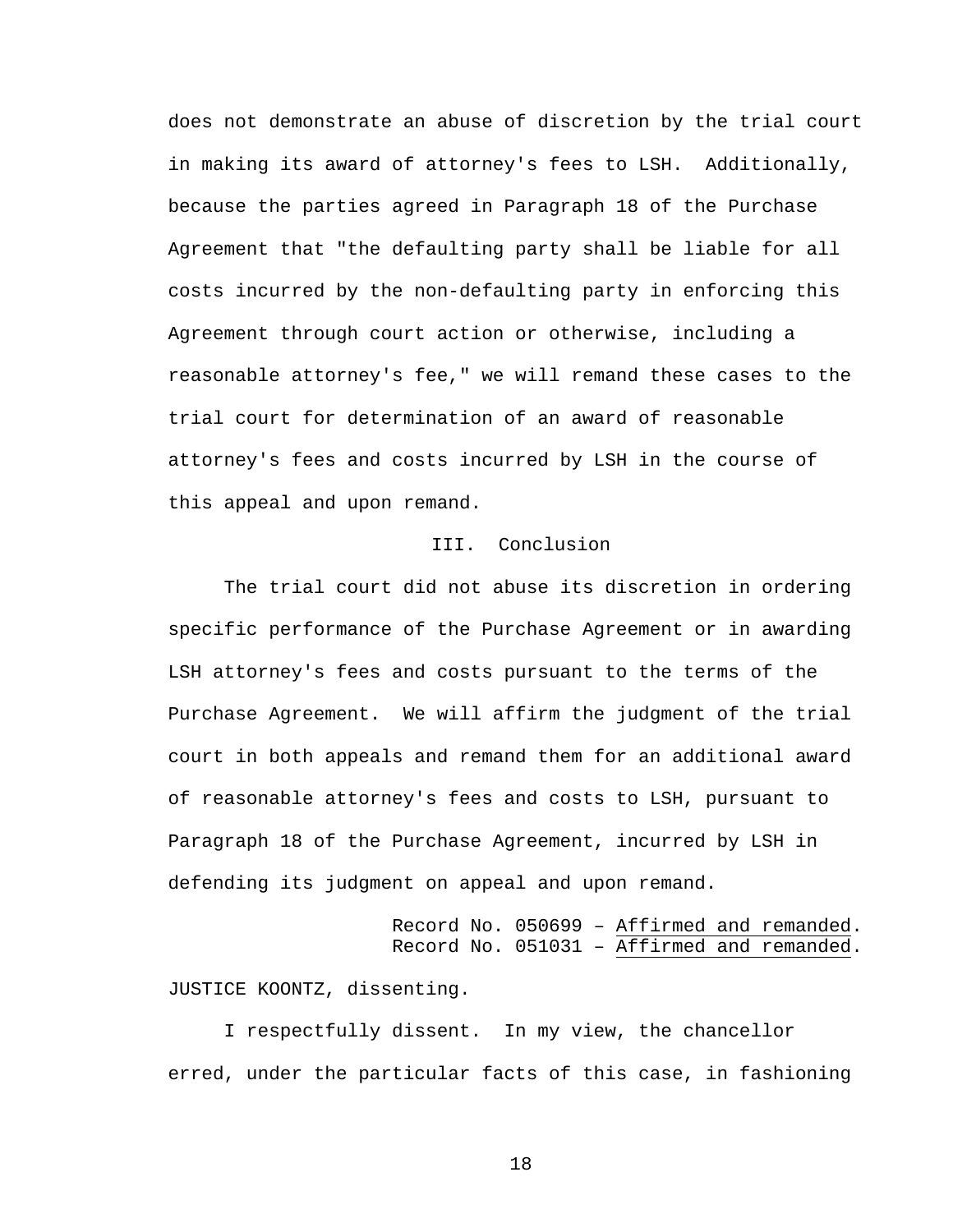does not demonstrate an abuse of discretion by the trial court in making its award of attorney's fees to LSH. Additionally, because the parties agreed in Paragraph 18 of the Purchase Agreement that "the defaulting party shall be liable for all costs incurred by the non-defaulting party in enforcing this Agreement through court action or otherwise, including a reasonable attorney's fee," we will remand these cases to the trial court for determination of an award of reasonable attorney's fees and costs incurred by LSH in the course of this appeal and upon remand.

## III. Conclusion

The trial court did not abuse its discretion in ordering specific performance of the Purchase Agreement or in awarding LSH attorney's fees and costs pursuant to the terms of the Purchase Agreement. We will affirm the judgment of the trial court in both appeals and remand them for an additional award of reasonable attorney's fees and costs to LSH, pursuant to Paragraph 18 of the Purchase Agreement, incurred by LSH in defending its judgment on appeal and upon remand.

Record No. 050699 – Affirmed and remanded.
Record No. 051031 – Affirmed and remanded.

JUSTICE KOONTZ, dissenting.

I respectfully dissent. In my view, the chancellor erred, under the particular facts of this case, in fashioning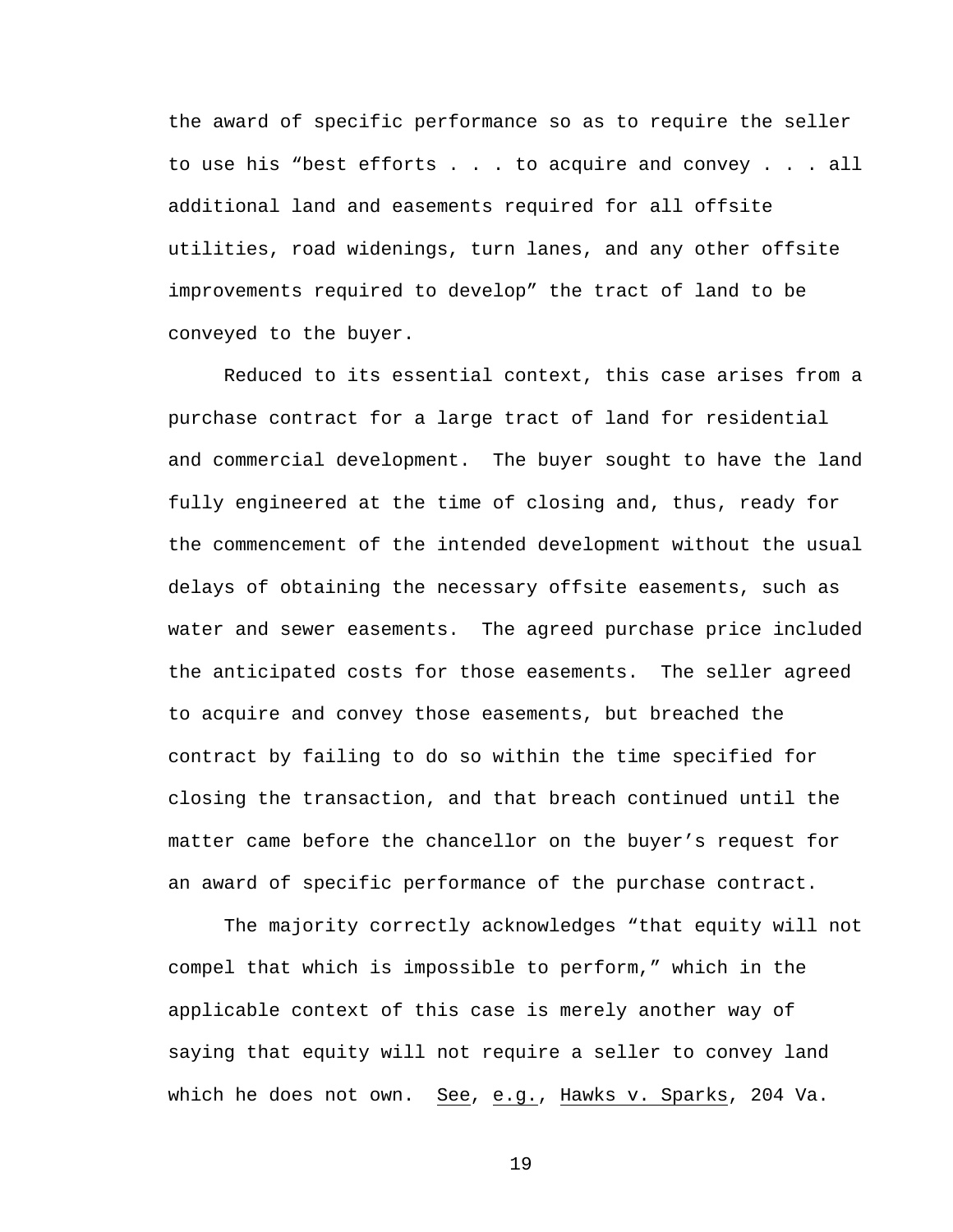the award of specific performance so as to require the seller to use his "best efforts . . . to acquire and convey . . . all additional land and easements required for all offsite utilities, road widenings, turn lanes, and any other offsite improvements required to develop" the tract of land to be conveyed to the buyer.

Reduced to its essential context, this case arises from a purchase contract for a large tract of land for residential and commercial development. The buyer sought to have the land fully engineered at the time of closing and, thus, ready for the commencement of the intended development without the usual delays of obtaining the necessary offsite easements, such as water and sewer easements. The agreed purchase price included the anticipated costs for those easements. The seller agreed to acquire and convey those easements, but breached the contract by failing to do so within the time specified for closing the transaction, and that breach continued until the matter came before the chancellor on the buyer's request for an award of specific performance of the purchase contract.

The majority correctly acknowledges "that equity will not compel that which is impossible to perform," which in the applicable context of this case is merely another way of saying that equity will not require a seller to convey land which he does not own. See, e.g., Hawks v. Sparks, 204 Va.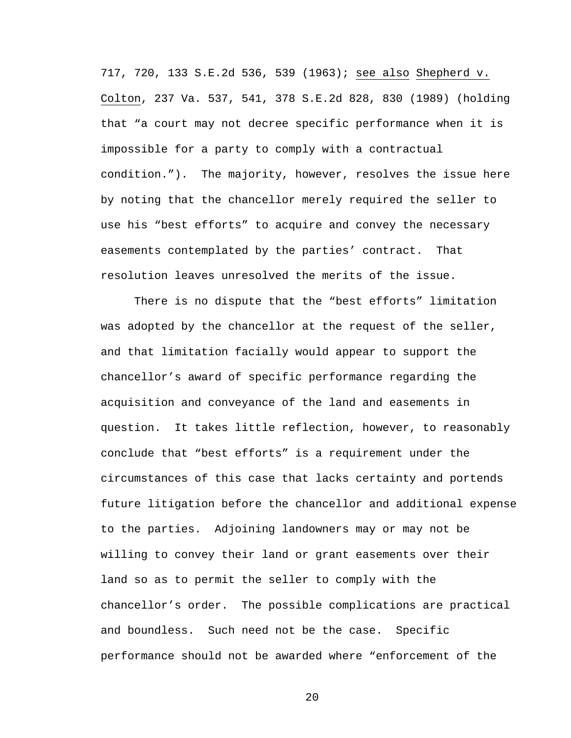717, 720, 133 S.E.2d 536, 539 (1963); see also Shepherd v. Colton, 237 Va. 537, 541, 378 S.E.2d 828, 830 (1989) (holding that "a court may not decree specific performance when it is impossible for a party to comply with a contractual condition."). The majority, however, resolves the issue here by noting that the chancellor merely required the seller to use his "best efforts" to acquire and convey the necessary easements contemplated by the parties' contract. That resolution leaves unresolved the merits of the issue.

There is no dispute that the "best efforts" limitation was adopted by the chancellor at the request of the seller, and that limitation facially would appear to support the chancellor's award of specific performance regarding the acquisition and conveyance of the land and easements in question. It takes little reflection, however, to reasonably conclude that "best efforts" is a requirement under the circumstances of this case that lacks certainty and portends future litigation before the chancellor and additional expense to the parties. Adjoining landowners may or may not be willing to convey their land or grant easements over their land so as to permit the seller to comply with the chancellor's order. The possible complications are practical and boundless. Such need not be the case. Specific performance should not be awarded where "enforcement of the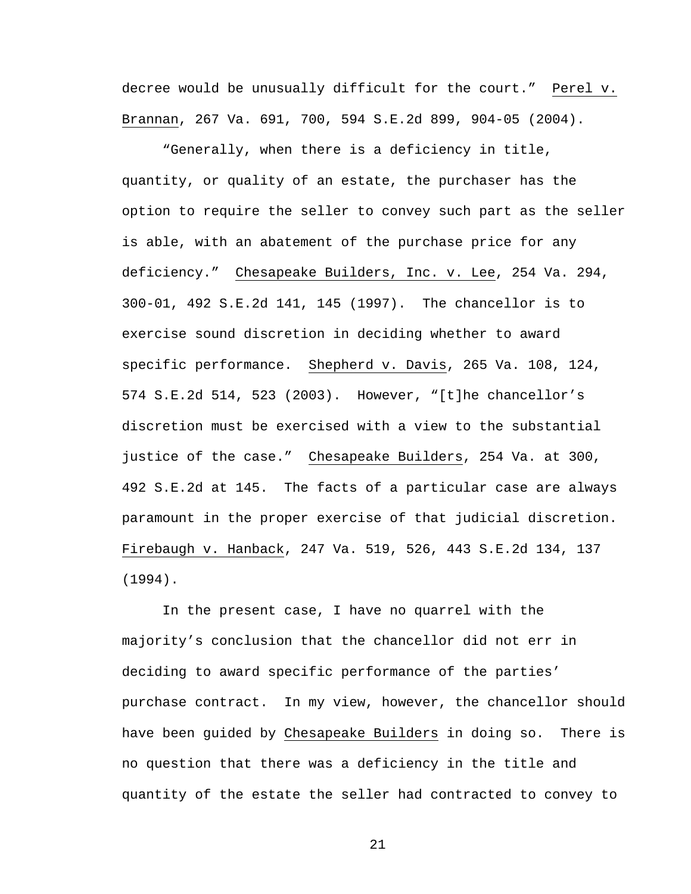decree would be unusually difficult for the court." Perel v. Brannan, 267 Va. 691, 700, 594 S.E.2d 899, 904-05 (2004).

"Generally, when there is a deficiency in title, quantity, or quality of an estate, the purchaser has the option to require the seller to convey such part as the seller is able, with an abatement of the purchase price for any deficiency." Chesapeake Builders, Inc. v. Lee, 254 Va. 294, 300-01, 492 S.E.2d 141, 145 (1997). The chancellor is to exercise sound discretion in deciding whether to award specific performance. Shepherd v. Davis, 265 Va. 108, 124, 574 S.E.2d 514, 523 (2003). However, "[t]he chancellor's discretion must be exercised with a view to the substantial justice of the case." Chesapeake Builders, 254 Va. at 300, 492 S.E.2d at 145. The facts of a particular case are always paramount in the proper exercise of that judicial discretion. Firebaugh v. Hanback, 247 Va. 519, 526, 443 S.E.2d 134, 137 (1994).

In the present case, I have no quarrel with the majority's conclusion that the chancellor did not err in deciding to award specific performance of the parties' purchase contract. In my view, however, the chancellor should have been guided by Chesapeake Builders in doing so. There is no question that there was a deficiency in the title and quantity of the estate the seller had contracted to convey to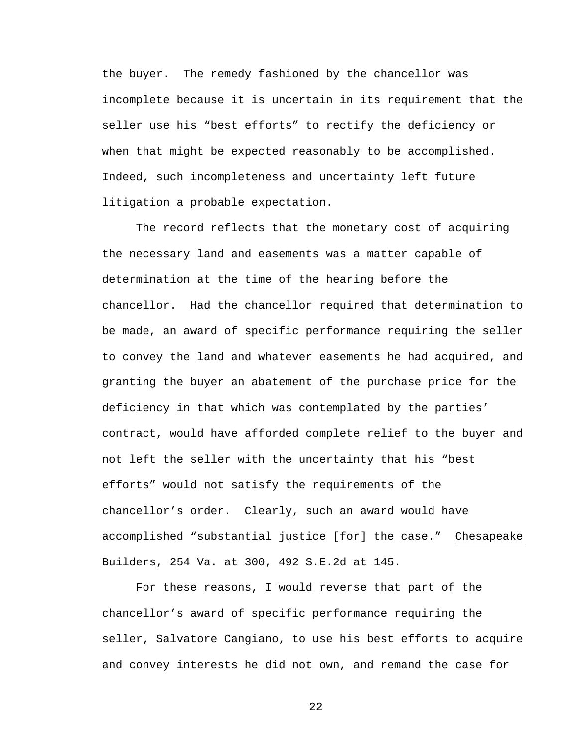the buyer. The remedy fashioned by the chancellor was incomplete because it is uncertain in its requirement that the seller use his "best efforts" to rectify the deficiency or when that might be expected reasonably to be accomplished. Indeed, such incompleteness and uncertainty left future litigation a probable expectation.

The record reflects that the monetary cost of acquiring the necessary land and easements was a matter capable of determination at the time of the hearing before the chancellor. Had the chancellor required that determination to be made, an award of specific performance requiring the seller to convey the land and whatever easements he had acquired, and granting the buyer an abatement of the purchase price for the deficiency in that which was contemplated by the parties' contract, would have afforded complete relief to the buyer and not left the seller with the uncertainty that his "best efforts" would not satisfy the requirements of the chancellor's order. Clearly, such an award would have accomplished "substantial justice [for] the case." Chesapeake Builders, 254 Va. at 300, 492 S.E.2d at 145.

For these reasons, I would reverse that part of the chancellor's award of specific performance requiring the seller, Salvatore Cangiano, to use his best efforts to acquire and convey interests he did not own, and remand the case for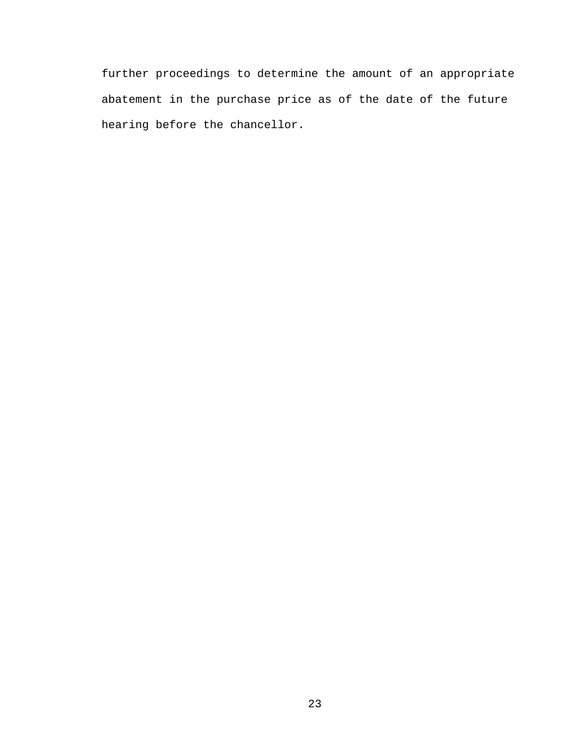further proceedings to determine the amount of an appropriate abatement in the purchase price as of the date of the future hearing before the chancellor.